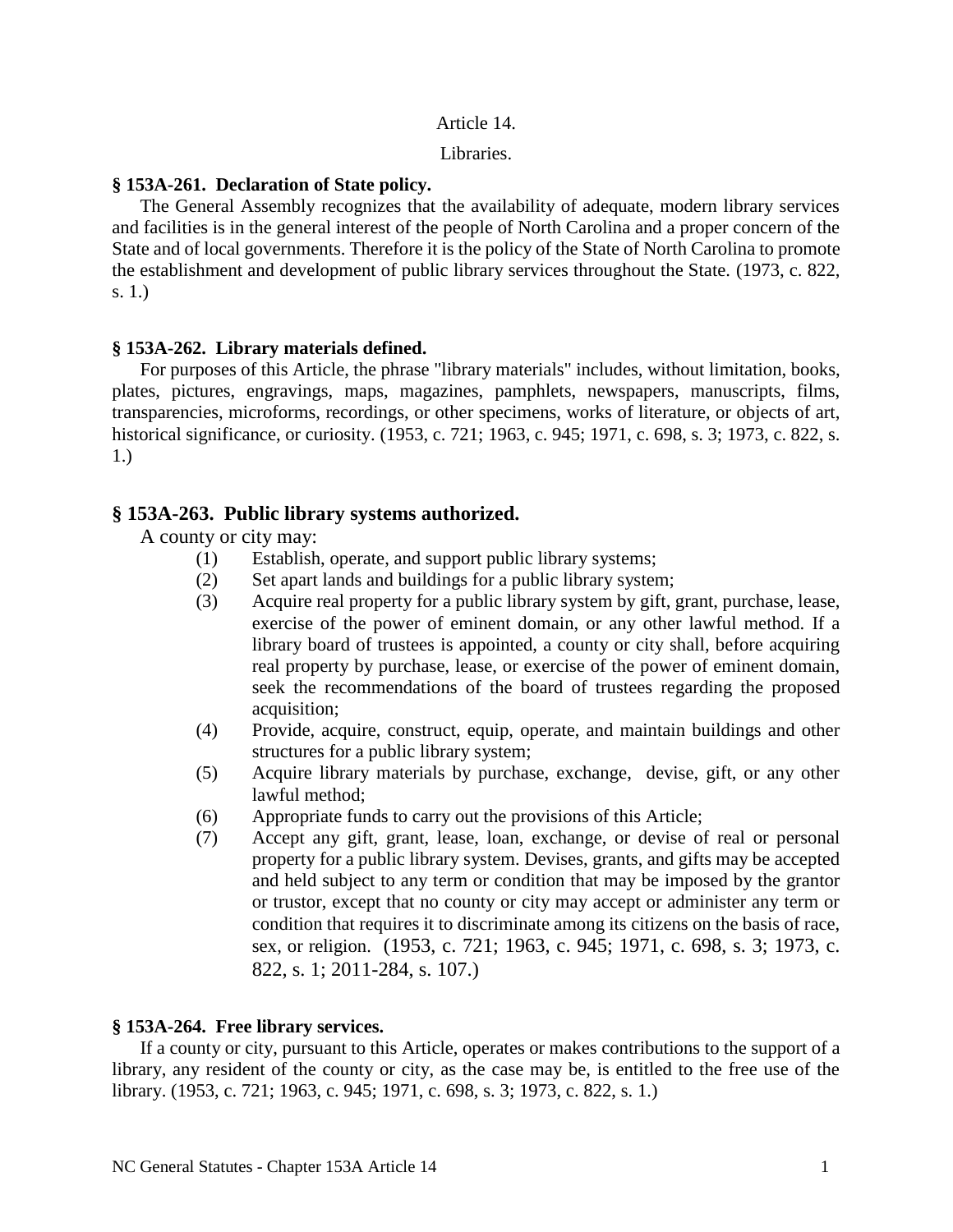# Article 14.

# Libraries.

### § 153A-261. Declaration of State policy.

The General Assembly recognizes that the availability of adequate, modern library services and facilities is in the general interest of the people of North Carolina and a proper concern of the State and of local governments. Therefore it is the policy of the State of North Carolina to promote the establishment and development of public library services throughout the State. (1973, c. 822, s. 1.)

### § 153A-262. Library materials defined.

For purposes of this Article, the phrase "library materials" includes, without limitation, books, plates, pictures, engravings, maps, magazines, pamphlets, newspapers, manuscripts, films, transparencies, microforms, recordings, or other specimens, works of literature, or objects of art, historical significance, or curiosity. (1953, c. 721; 1963, c. 945; 1971, c. 698, s. 3; 1973, c. 822, s. 1.)

### § 153A-263. Public library systems authorized.

A county or city may:

(1) Establish, operate, and support public library systems;

(2) Set apart lands and buildings for a public library system;

(3) Acquire real property for a public library system by gift, grant, purchase, lease, exercise of the power of eminent domain, or any other lawful method. If a library board of trustees is appointed, a county or city shall, before acquiring real property by purchase, lease, or exercise of the power of eminent domain, seek the recommendations of the board of trustees regarding the proposed acquisition;

(4) Provide, acquire, construct, equip, operate, and maintain buildings and other structures for a public library system;

(5) Acquire library materials by purchase, exchange, devise, gift, or any other lawful method;

(6) Appropriate funds to carry out the provisions of this Article;

(7) Accept any gift, grant, lease, loan, exchange, or devise of real or personal property for a public library system. Devises, grants, and gifts may be accepted and held subject to any term or condition that may be imposed by the grantor or trustor, except that no county or city may accept or administer any term or condition that requires it to discriminate among its citizens on the basis of race, sex, or religion. (1953, c. 721; 1963, c. 945; 1971, c. 698, s. 3; 1973, c. 822, s. 1; 2011-284, s. 107.)

### § 153A-264. Free library services.

If a county or city, pursuant to this Article, operates or makes contributions to the support of a library, any resident of the county or city, as the case may be, is entitled to the free use of the library. (1953, c. 721; 1963, c. 945; 1971, c. 698, s. 3; 1973, c. 822, s. 1.)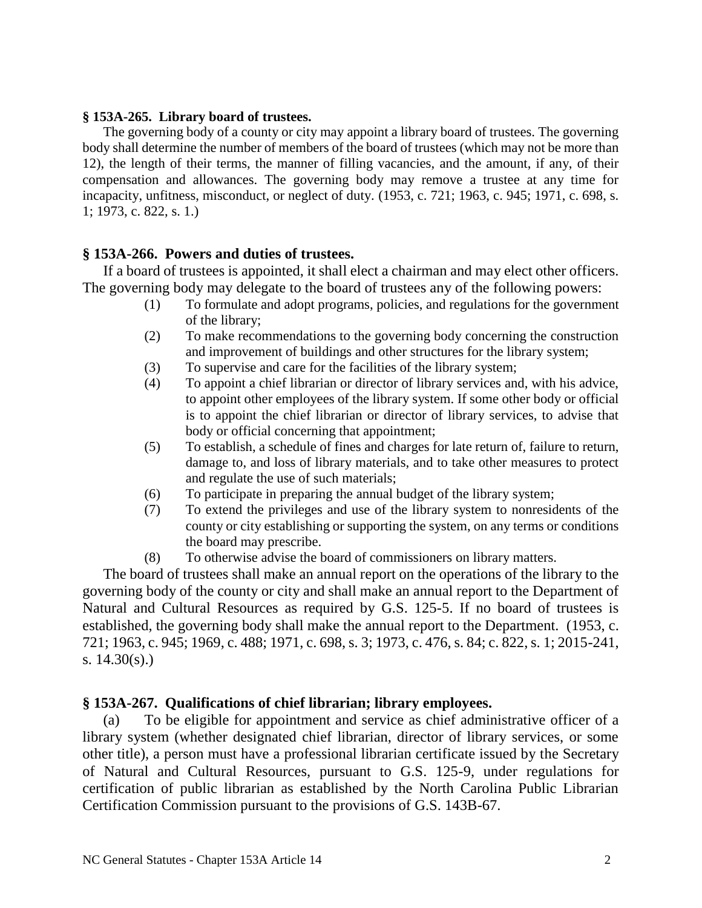**§ 153A-265. Library board of trustees.**

The governing body of a county or city may appoint a library board of trustees. The governing body shall determine the number of members of the board of trustees (which may not be more than 12), the length of their terms, the manner of filling vacancies, and the amount, if any, of their compensation and allowances. The governing body may remove a trustee at any time for incapacity, unfitness, misconduct, or neglect of duty. (1953, c. 721; 1963, c. 945; 1971, c. 698, s. 1; 1973, c. 822, s. 1.)

**§ 153A-266. Powers and duties of trustees.**

If a board of trustees is appointed, it shall elect a chairman and may elect other officers. The governing body may delegate to the board of trustees any of the following powers:

(1) To formulate and adopt programs, policies, and regulations for the government of the library;

(2) To make recommendations to the governing body concerning the construction and improvement of buildings and other structures for the library system;

(3) To supervise and care for the facilities of the library system;

(4) To appoint a chief librarian or director of library services and, with his advice, to appoint other employees of the library system. If some other body or official is to appoint the chief librarian or director of library services, to advise that body or official concerning that appointment;

(5) To establish, a schedule of fines and charges for late return of, failure to return, damage to, and loss of library materials, and to take other measures to protect and regulate the use of such materials;

(6) To participate in preparing the annual budget of the library system;

(7) To extend the privileges and use of the library system to nonresidents of the county or city establishing or supporting the system, on any terms or conditions the board may prescribe.

(8) To otherwise advise the board of commissioners on library matters.

The board of trustees shall make an annual report on the operations of the library to the governing body of the county or city and shall make an annual report to the Department of Natural and Cultural Resources as required by G.S. 125-5. If no board of trustees is established, the governing body shall make the annual report to the Department. (1953, c. 721; 1963, c. 945; 1969, c. 488; 1971, c. 698, s. 3; 1973, c. 476, s. 84; c. 822, s. 1; 2015-241, s. 14.30(s).)

**§ 153A-267. Qualifications of chief librarian; library employees.**

(a) To be eligible for appointment and service as chief administrative officer of a library system (whether designated chief librarian, director of library services, or some other title), a person must have a professional librarian certificate issued by the Secretary of Natural and Cultural Resources, pursuant to G.S. 125-9, under regulations for certification of public librarian as established by the North Carolina Public Librarian Certification Commission pursuant to the provisions of G.S. 143B-67.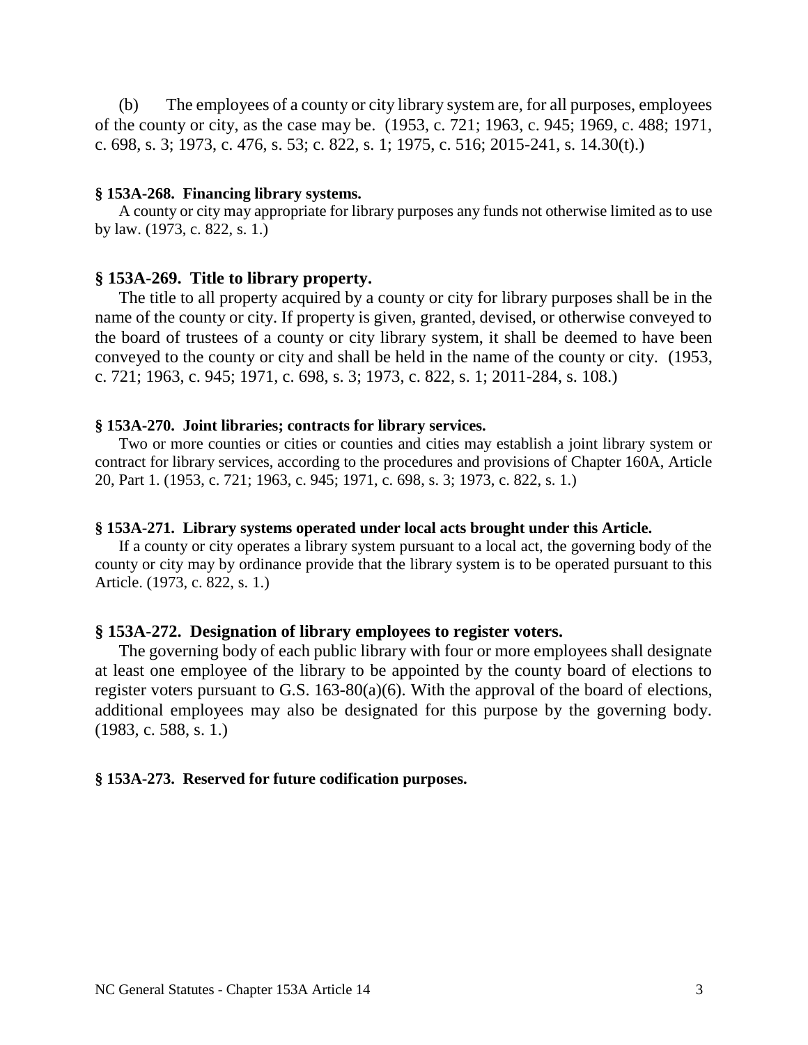(b) The employees of a county or city library system are, for all purposes, employees of the county or city, as the case may be. (1953, c. 721; 1963, c. 945; 1969, c. 488; 1971, c. 698, s. 3; 1973, c. 476, s. 53; c. 822, s. 1; 1975, c. 516; 2015-241, s. 14.30(t).)

**§ 153A-268. Financing library systems.**

A county or city may appropriate for library purposes any funds not otherwise limited as to use by law. (1973, c. 822, s. 1.)

**§ 153A-269. Title to library property.**

The title to all property acquired by a county or city for library purposes shall be in the name of the county or city. If property is given, granted, devised, or otherwise conveyed to the board of trustees of a county or city library system, it shall be deemed to have been conveyed to the county or city and shall be held in the name of the county or city. (1953, c. 721; 1963, c. 945; 1971, c. 698, s. 3; 1973, c. 822, s. 1; 2011-284, s. 108.)

**§ 153A-270. Joint libraries; contracts for library services.**

Two or more counties or cities or counties and cities may establish a joint library system or contract for library services, according to the procedures and provisions of Chapter 160A, Article 20, Part 1. (1953, c. 721; 1963, c. 945; 1971, c. 698, s. 3; 1973, c. 822, s. 1.)

**§ 153A-271. Library systems operated under local acts brought under this Article.**

If a county or city operates a library system pursuant to a local act, the governing body of the county or city may by ordinance provide that the library system is to be operated pursuant to this Article. (1973, c. 822, s. 1.)

**§ 153A-272. Designation of library employees to register voters.**

The governing body of each public library with four or more employees shall designate at least one employee of the library to be appointed by the county board of elections to register voters pursuant to G.S. 163-80(a)(6). With the approval of the board of elections, additional employees may also be designated for this purpose by the governing body. (1983, c. 588, s. 1.)

**§ 153A-273. Reserved for future codification purposes.**